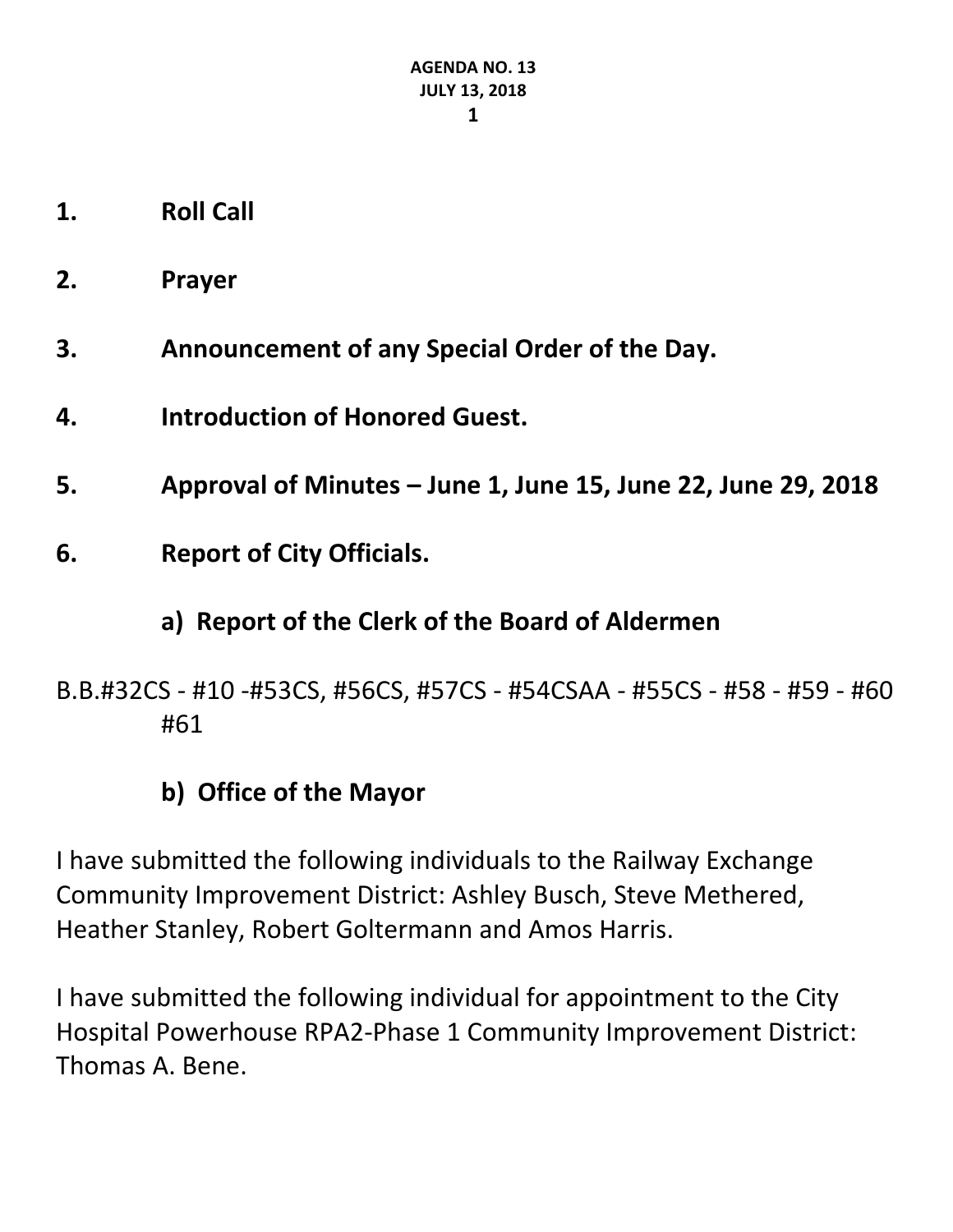**AGENDA NO. 13**
**JULY 13, 2018**

1. **Roll Call**

2. **Prayer**

3. **Announcement of any Special Order of the Day.**

4. **Introduction of Honored Guest.**

5. **Approval of Minutes – June 1, June 15, June 22, June 29, 2018**

6. **Report of City Officials.**

### a) Report of the Clerk of the Board of Aldermen

B.B.#32CS - #10 -#53CS, #56CS, #57CS - #54CSAA - #55CS - #58 - #59 - #60 #61

### b) Office of the Mayor

I have submitted the following individuals to the Railway Exchange Community Improvement District: Ashley Busch, Steve Methered, Heather Stanley, Robert Goltermann and Amos Harris.

I have submitted the following individual for appointment to the City Hospital Powerhouse RPA2-Phase 1 Community Improvement District: Thomas A. Bene.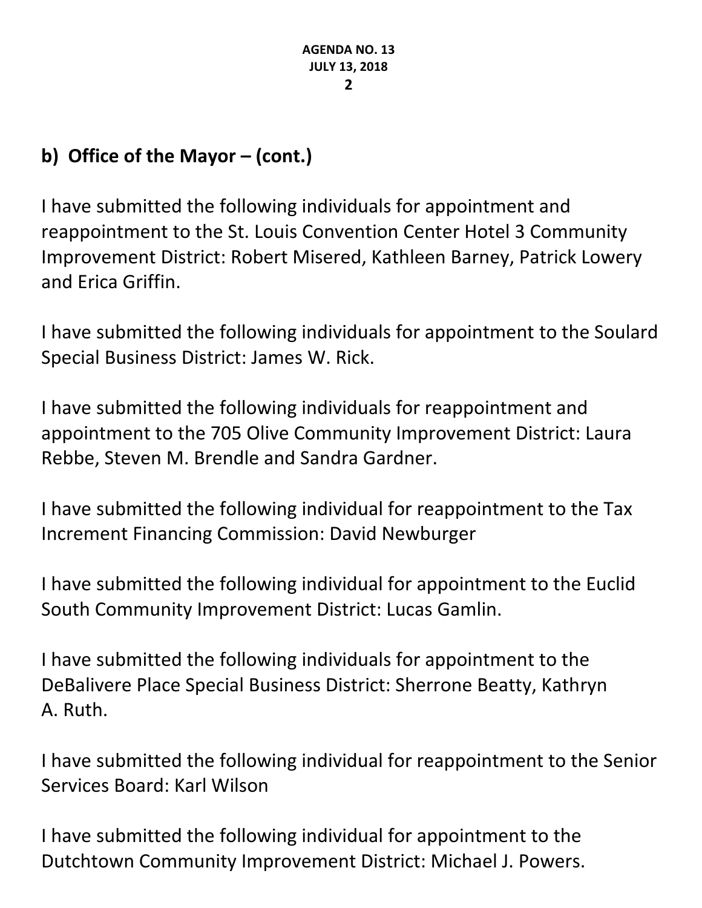## b) Office of the Mayor – (cont.)

I have submitted the following individuals for appointment and reappointment to the St. Louis Convention Center Hotel 3 Community Improvement District: Robert Misered, Kathleen Barney, Patrick Lowery and Erica Griffin.

I have submitted the following individuals for appointment to the Soulard Special Business District: James W. Rick.

I have submitted the following individuals for reappointment and appointment to the 705 Olive Community Improvement District: Laura Rebbe, Steven M. Brendle and Sandra Gardner.

I have submitted the following individual for reappointment to the Tax Increment Financing Commission: David Newburger

I have submitted the following individual for appointment to the Euclid South Community Improvement District: Lucas Gamlin.

I have submitted the following individuals for appointment to the DeBalivere Place Special Business District: Sherrone Beatty, Kathryn A. Ruth.

I have submitted the following individual for reappointment to the Senior Services Board: Karl Wilson

I have submitted the following individual for appointment to the Dutchtown Community Improvement District: Michael J. Powers.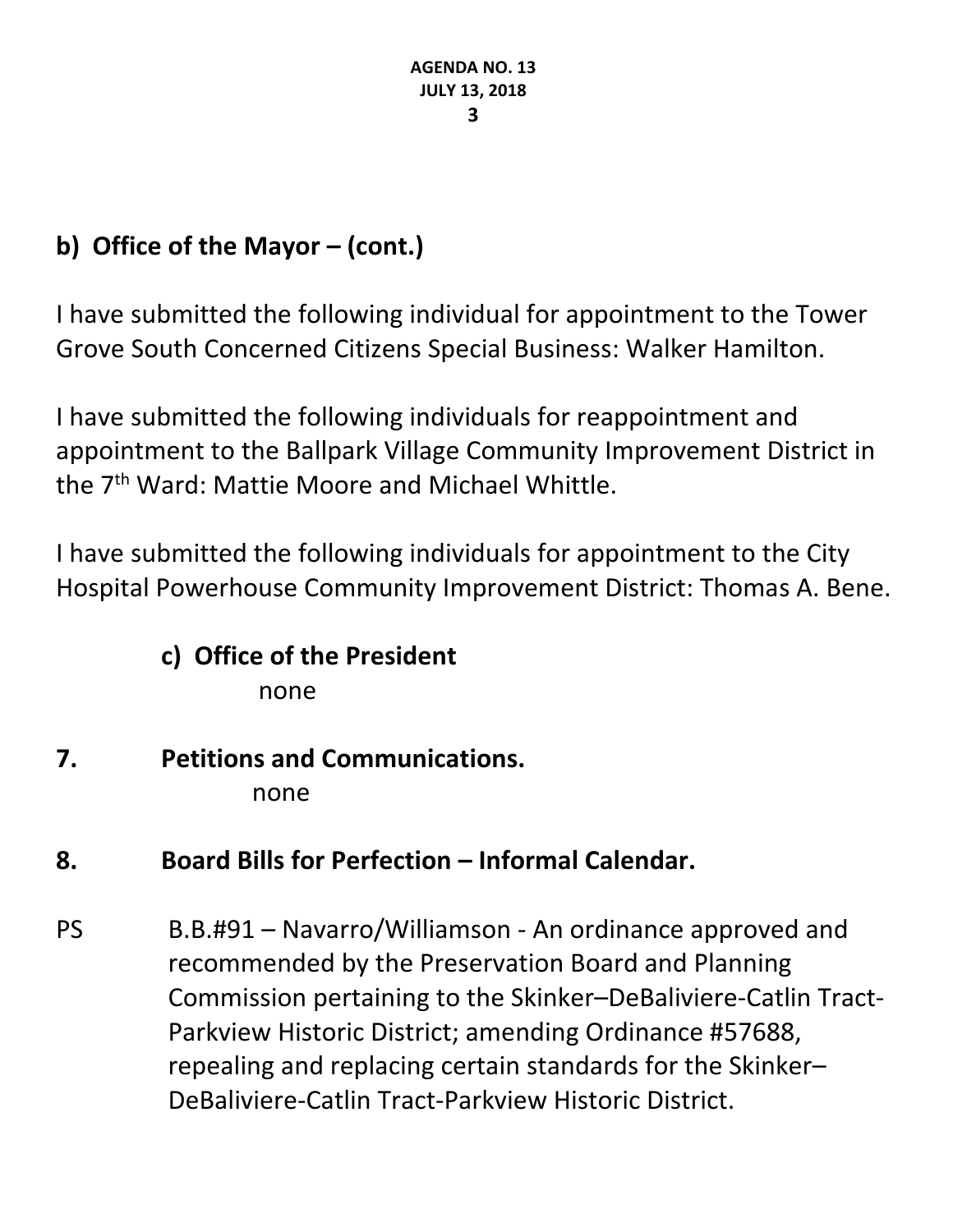## b) Office of the Mayor – (cont.)

I have submitted the following individual for appointment to the Tower Grove South Concerned Citizens Special Business: Walker Hamilton.

I have submitted the following individuals for reappointment and appointment to the Ballpark Village Community Improvement District in the 7th Ward: Mattie Moore and Michael Whittle.

I have submitted the following individuals for appointment to the City Hospital Powerhouse Community Improvement District: Thomas A. Bene.

## c) Office of the President

none

## 7. Petitions and Communications.

none

## 8. Board Bills for Perfection – Informal Calendar.

PS B.B.#91 – Navarro/Williamson - An ordinance approved and recommended by the Preservation Board and Planning Commission pertaining to the Skinker–DeBaliviere-Catlin Tract-Parkview Historic District; amending Ordinance #57688, repealing and replacing certain standards for the Skinker–DeBaliviere-Catlin Tract-Parkview Historic District.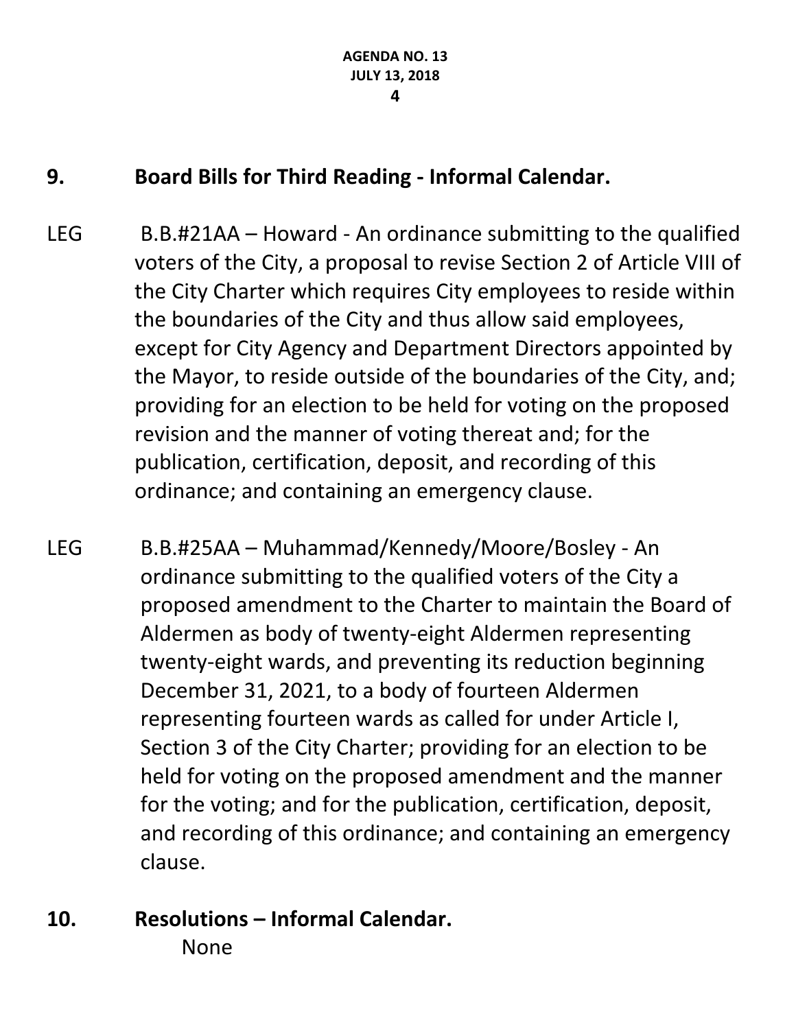## 9. Board Bills for Third Reading - Informal Calendar.

LEG B.B.#21AA – Howard - An ordinance submitting to the qualified voters of the City, a proposal to revise Section 2 of Article VIII of the City Charter which requires City employees to reside within the boundaries of the City and thus allow said employees, except for City Agency and Department Directors appointed by the Mayor, to reside outside of the boundaries of the City, and; providing for an election to be held for voting on the proposed revision and the manner of voting thereat and; for the publication, certification, deposit, and recording of this ordinance; and containing an emergency clause.

LEG B.B.#25AA – Muhammad/Kennedy/Moore/Bosley - An ordinance submitting to the qualified voters of the City a proposed amendment to the Charter to maintain the Board of Aldermen as body of twenty-eight Aldermen representing twenty-eight wards, and preventing its reduction beginning December 31, 2021, to a body of fourteen Aldermen representing fourteen wards as called for under Article I, Section 3 of the City Charter; providing for an election to be held for voting on the proposed amendment and the manner for the voting; and for the publication, certification, deposit, and recording of this ordinance; and containing an emergency clause.

## 10. Resolutions – Informal Calendar.

None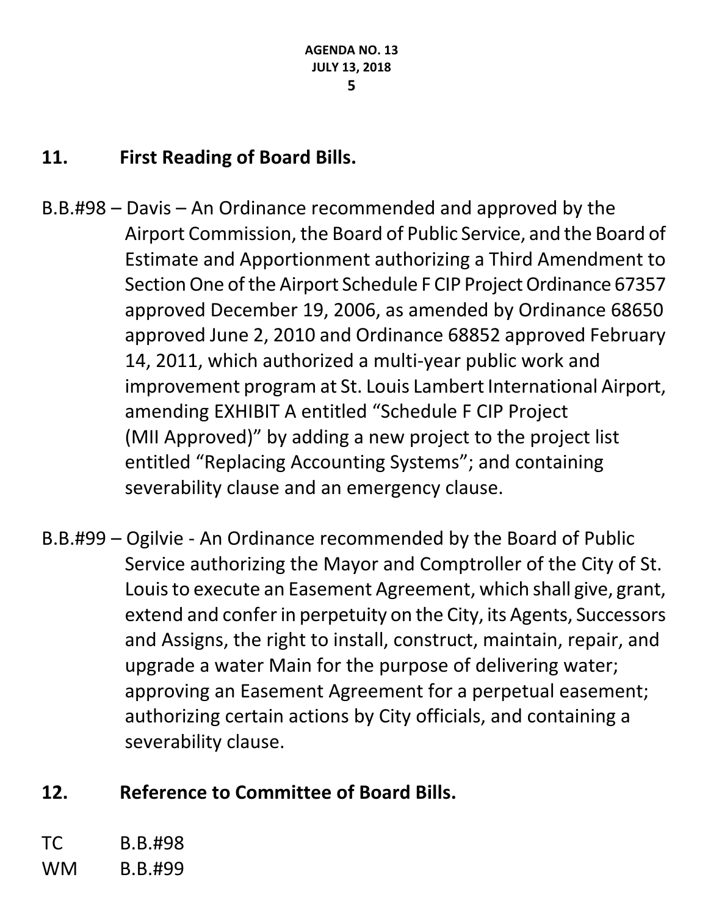## 11. First Reading of Board Bills.

B.B.#98 – Davis – An Ordinance recommended and approved by the Airport Commission, the Board of Public Service, and the Board of Estimate and Apportionment authorizing a Third Amendment to Section One of the Airport Schedule F CIP Project Ordinance 67357 approved December 19, 2006, as amended by Ordinance 68650 approved June 2, 2010 and Ordinance 68852 approved February 14, 2011, which authorized a multi-year public work and improvement program at St. Louis Lambert International Airport, amending EXHIBIT A entitled "Schedule F CIP Project (MII Approved)" by adding a new project to the project list entitled "Replacing Accounting Systems"; and containing severability clause and an emergency clause.

B.B.#99 – Ogilvie - An Ordinance recommended by the Board of Public Service authorizing the Mayor and Comptroller of the City of St. Louis to execute an Easement Agreement, which shall give, grant, extend and confer in perpetuity on the City, its Agents, Successors and Assigns, the right to install, construct, maintain, repair, and upgrade a water Main for the purpose of delivering water; approving an Easement Agreement for a perpetual easement; authorizing certain actions by City officials, and containing a severability clause.

## 12. Reference to Committee of Board Bills.

TC B.B.#98
WM B.B.#99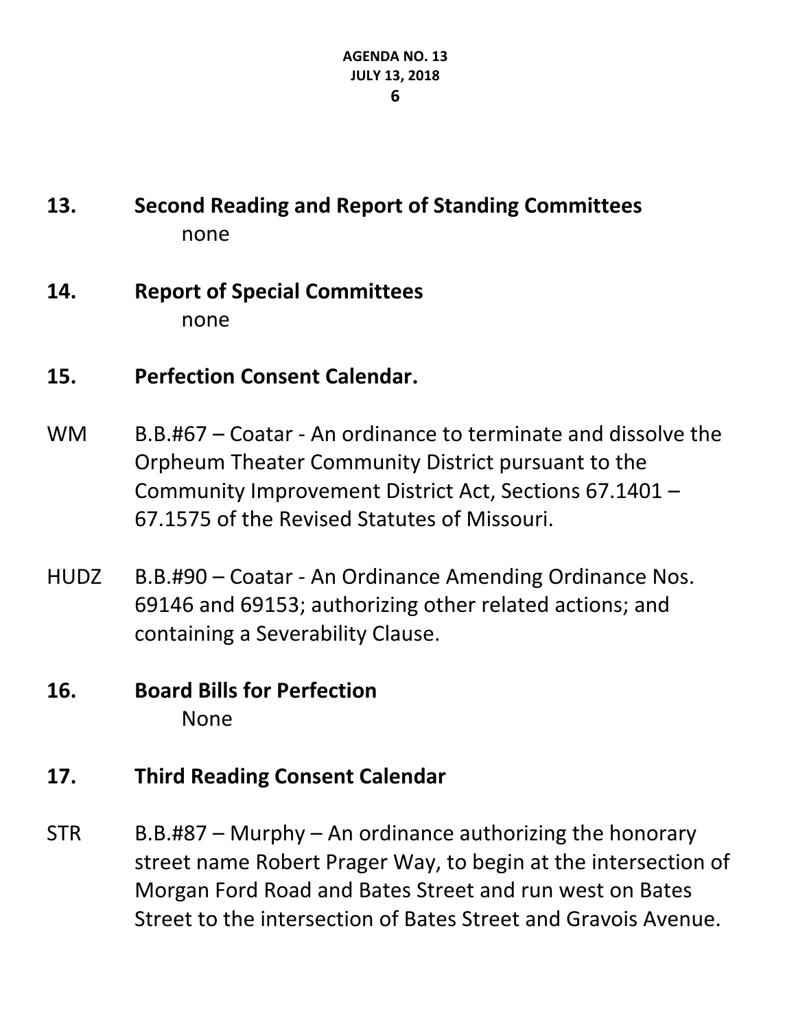## 13. Second Reading and Report of Standing Committees

none

## 14. Report of Special Committees

none

## 15. Perfection Consent Calendar.

WM B.B.#67 – Coatar - An ordinance to terminate and dissolve the Orpheum Theater Community District pursuant to the Community Improvement District Act, Sections 67.1401 – 67.1575 of the Revised Statutes of Missouri.

HUDZ B.B.#90 – Coatar - An Ordinance Amending Ordinance Nos. 69146 and 69153; authorizing other related actions; and containing a Severability Clause.

## 16. Board Bills for Perfection

None

## 17. Third Reading Consent Calendar

STR B.B.#87 – Murphy – An ordinance authorizing the honorary street name Robert Prager Way, to begin at the intersection of Morgan Ford Road and Bates Street and run west on Bates Street to the intersection of Bates Street and Gravois Avenue.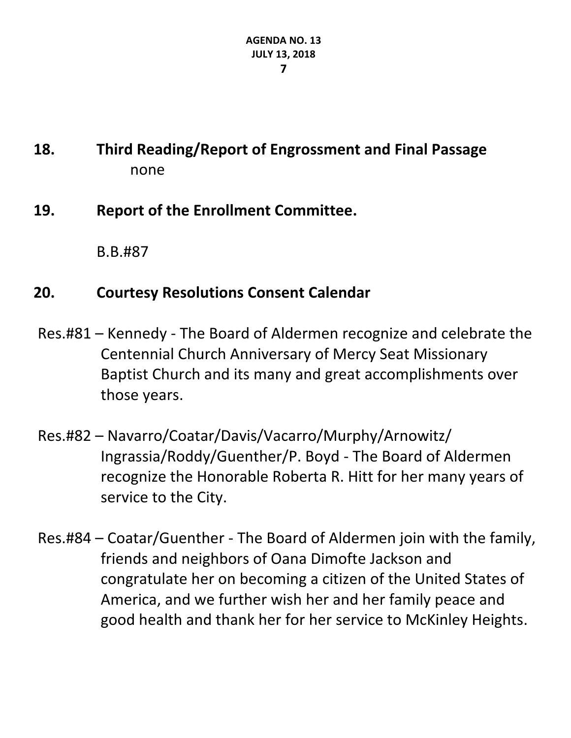## 18. Third Reading/Report of Engrossment and Final Passage

none

## 19. Report of the Enrollment Committee.

B.B.#87

## 20. Courtesy Resolutions Consent Calendar

Res.#81 – Kennedy - The Board of Aldermen recognize and celebrate the Centennial Church Anniversary of Mercy Seat Missionary Baptist Church and its many and great accomplishments over those years.

Res.#82 – Navarro/Coatar/Davis/Vacarro/Murphy/Arnowitz/Ingrassia/Roddy/Guenther/P. Boyd - The Board of Aldermen recognize the Honorable Roberta R. Hitt for her many years of service to the City.

Res.#84 – Coatar/Guenther - The Board of Aldermen join with the family, friends and neighbors of Oana Dimofte Jackson and congratulate her on becoming a citizen of the United States of America, and we further wish her and her family peace and good health and thank her for her service to McKinley Heights.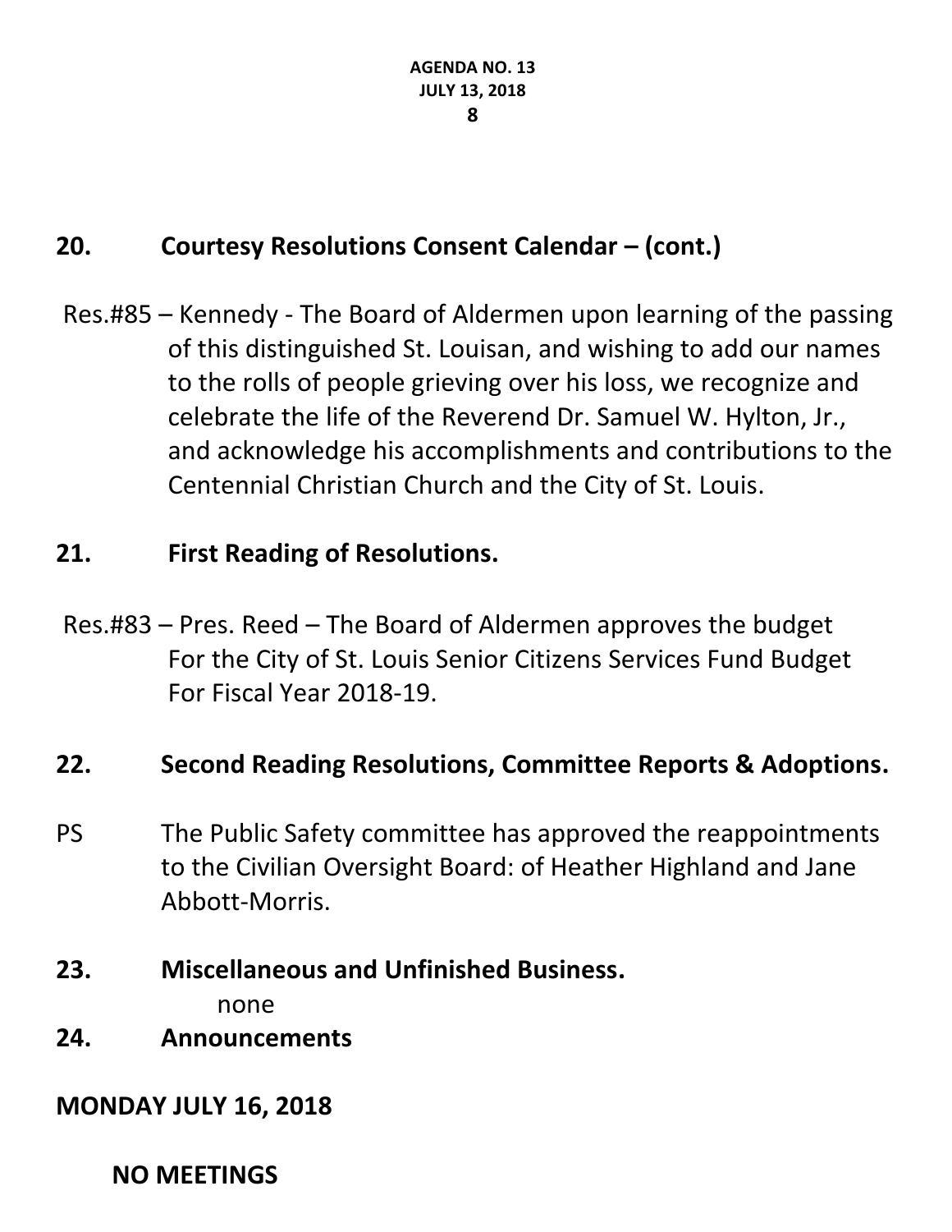## 20. Courtesy Resolutions Consent Calendar – (cont.)

Res.#85 – Kennedy - The Board of Aldermen upon learning of the passing of this distinguished St. Louisan, and wishing to add our names to the rolls of people grieving over his loss, we recognize and celebrate the life of the Reverend Dr. Samuel W. Hylton, Jr., and acknowledge his accomplishments and contributions to the Centennial Christian Church and the City of St. Louis.

## 21. First Reading of Resolutions.

Res.#83 – Pres. Reed – The Board of Aldermen approves the budget For the City of St. Louis Senior Citizens Services Fund Budget For Fiscal Year 2018-19.

## 22. Second Reading Resolutions, Committee Reports & Adoptions.

PS The Public Safety committee has approved the reappointments to the Civilian Oversight Board: of Heather Highland and Jane Abbott-Morris.

## 23. Miscellaneous and Unfinished Business.

none

## 24. Announcements

**MONDAY JULY 16, 2018**

**NO MEETINGS**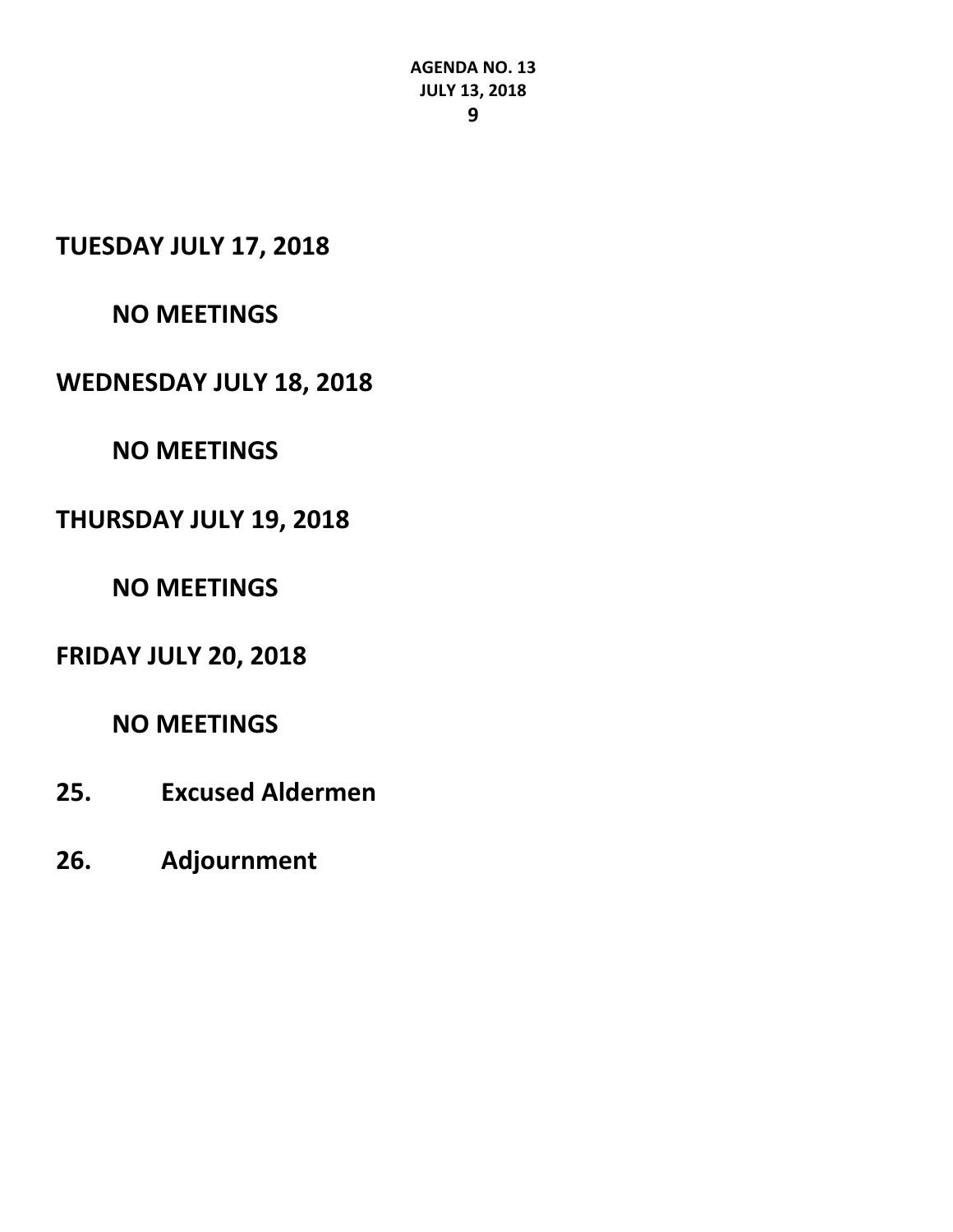**TUESDAY JULY 17, 2018**

**NO MEETINGS**

**WEDNESDAY JULY 18, 2018**

**NO MEETINGS**

**THURSDAY JULY 19, 2018**

**NO MEETINGS**

**FRIDAY JULY 20, 2018**

**NO MEETINGS**

**25. Excused Aldermen**

**26. Adjournment**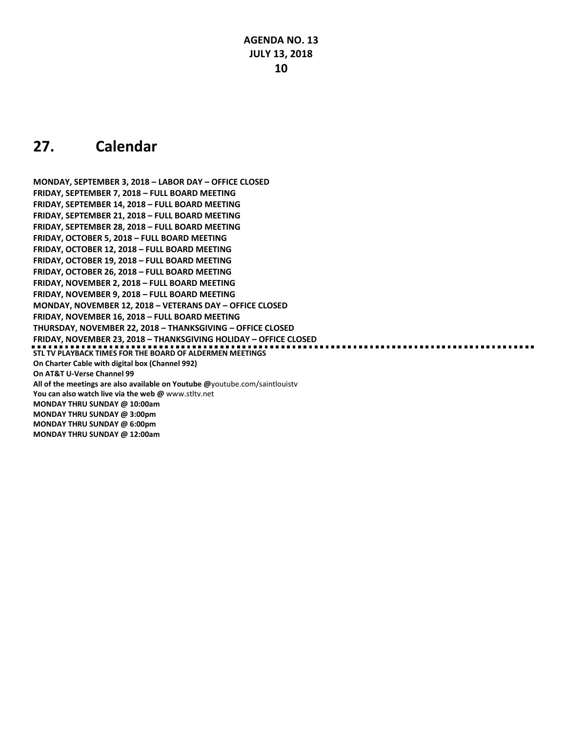## 27. Calendar

**MONDAY, SEPTEMBER 3, 2018 – LABOR DAY – OFFICE CLOSED**
**FRIDAY, SEPTEMBER 7, 2018 – FULL BOARD MEETING**
**FRIDAY, SEPTEMBER 14, 2018 – FULL BOARD MEETING**
**FRIDAY, SEPTEMBER 21, 2018 – FULL BOARD MEETING**
**FRIDAY, SEPTEMBER 28, 2018 – FULL BOARD MEETING**
**FRIDAY, OCTOBER 5, 2018 – FULL BOARD MEETING**
**FRIDAY, OCTOBER 12, 2018 – FULL BOARD MEETING**
**FRIDAY, OCTOBER 19, 2018 – FULL BOARD MEETING**
**FRIDAY, OCTOBER 26, 2018 – FULL BOARD MEETING**
**FRIDAY, NOVEMBER 2, 2018 – FULL BOARD MEETING**
**FRIDAY, NOVEMBER 9, 2018 – FULL BOARD MEETING**
**MONDAY, NOVEMBER 12, 2018 – VETERANS DAY – OFFICE CLOSED**
**FRIDAY, NOVEMBER 16, 2018 – FULL BOARD MEETING**
**THURSDAY, NOVEMBER 22, 2018 – THANKSGIVING – OFFICE CLOSED**
**FRIDAY, NOVEMBER 23, 2018 – THANKSGIVING HOLIDAY – OFFICE CLOSED**

---

**STL TV PLAYBACK TIMES FOR THE BOARD OF ALDERMEN MEETINGS**
**On Charter Cable with digital box (Channel 992)**
**On AT&T U-Verse Channel 99**
**All of the meetings are also available on Youtube @**youtube.com/saintlouistv
**You can also watch live via the web @** www.stltv.net
**MONDAY THRU SUNDAY @ 10:00am**
**MONDAY THRU SUNDAY @ 3:00pm**
**MONDAY THRU SUNDAY @ 6:00pm**
**MONDAY THRU SUNDAY @ 12:00am**